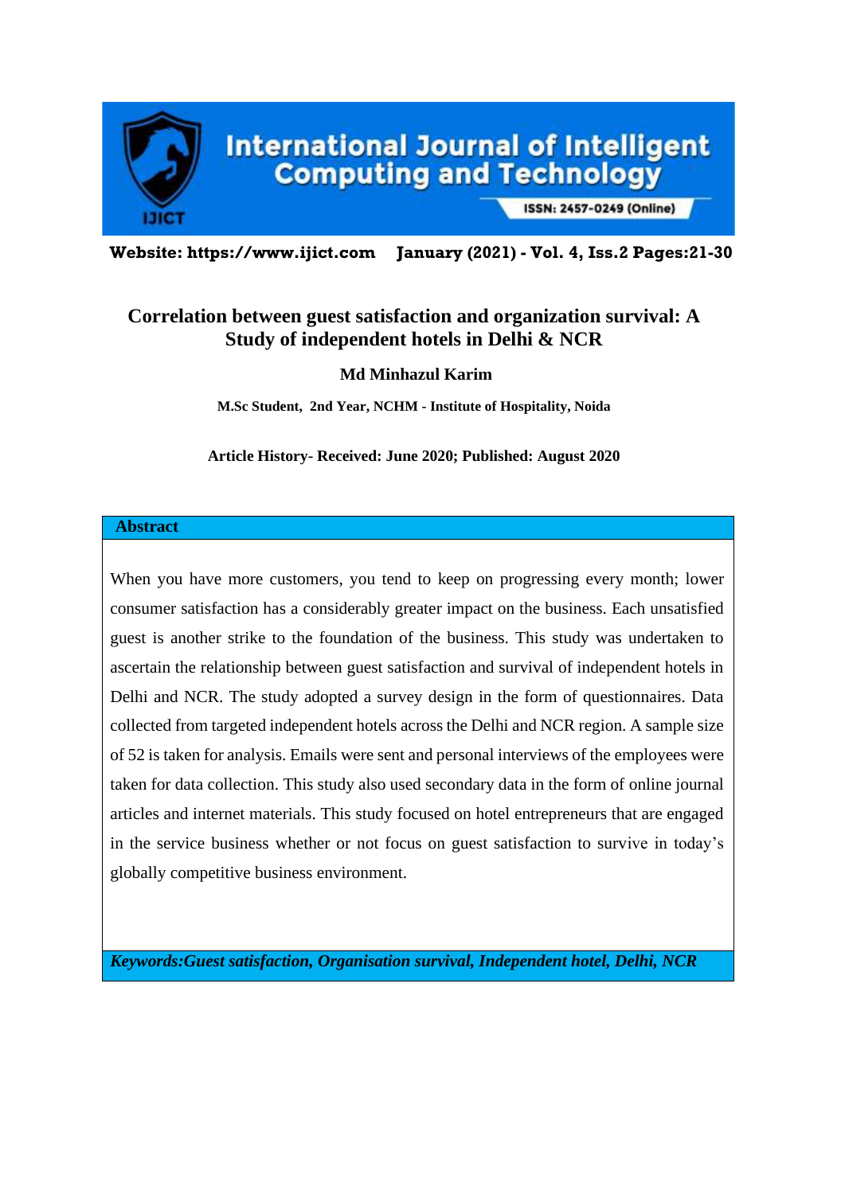# Correlation between guest satisfaction and organization survival: A Study of independent hotels in Delhi & NCR

**Md Minhazul Karim**

**M.Sc Student, 2nd Year, NCHM - Institute of Hospitality, Noida**

**Article History- Received: June 2020; Published: August 2020**

## Abstract

When you have more customers, you tend to keep on progressing every month; lower consumer satisfaction has a considerably greater impact on the business. Each unsatisfied guest is another strike to the foundation of the business. This study was undertaken to ascertain the relationship between guest satisfaction and survival of independent hotels in Delhi and NCR. The study adopted a survey design in the form of questionnaires. Data collected from targeted independent hotels across the Delhi and NCR region. A sample size of 52 is taken for analysis. Emails were sent and personal interviews of the employees were taken for data collection. This study also used secondary data in the form of online journal articles and internet materials. This study focused on hotel entrepreneurs that are engaged in the service business whether or not focus on guest satisfaction to survive in today's globally competitive business environment.

***Keywords:Guest satisfaction, Organisation survival, Independent hotel, Delhi, NCR***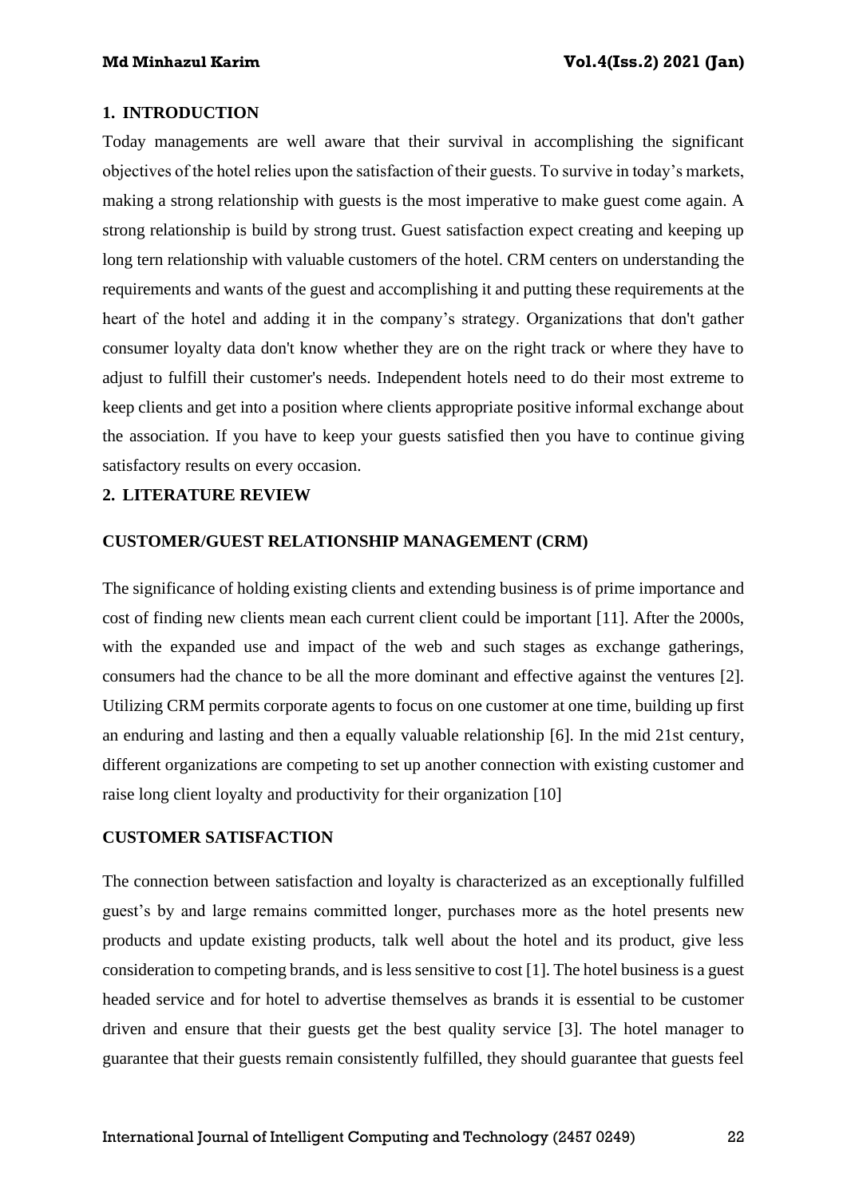## 1. INTRODUCTION

Today managements are well aware that their survival in accomplishing the significant objectives of the hotel relies upon the satisfaction of their guests. To survive in today's markets, making a strong relationship with guests is the most imperative to make guest come again. A strong relationship is build by strong trust. Guest satisfaction expect creating and keeping up long tern relationship with valuable customers of the hotel. CRM centers on understanding the requirements and wants of the guest and accomplishing it and putting these requirements at the heart of the hotel and adding it in the company's strategy. Organizations that don't gather consumer loyalty data don't know whether they are on the right track or where they have to adjust to fulfill their customer's needs. Independent hotels need to do their most extreme to keep clients and get into a position where clients appropriate positive informal exchange about the association. If you have to keep your guests satisfied then you have to continue giving satisfactory results on every occasion.

## 2. LITERATURE REVIEW

### CUSTOMER/GUEST RELATIONSHIP MANAGEMENT (CRM)

The significance of holding existing clients and extending business is of prime importance and cost of finding new clients mean each current client could be important [11]. After the 2000s, with the expanded use and impact of the web and such stages as exchange gatherings, consumers had the chance to be all the more dominant and effective against the ventures [2]. Utilizing CRM permits corporate agents to focus on one customer at one time, building up first an enduring and lasting and then a equally valuable relationship [6]. In the mid 21st century, different organizations are competing to set up another connection with existing customer and raise long client loyalty and productivity for their organization [10]

### CUSTOMER SATISFACTION

The connection between satisfaction and loyalty is characterized as an exceptionally fulfilled guest's by and large remains committed longer, purchases more as the hotel presents new products and update existing products, talk well about the hotel and its product, give less consideration to competing brands, and is less sensitive to cost [1]. The hotel business is a guest headed service and for hotel to advertise themselves as brands it is essential to be customer driven and ensure that their guests get the best quality service [3]. The hotel manager to guarantee that their guests remain consistently fulfilled, they should guarantee that guests feel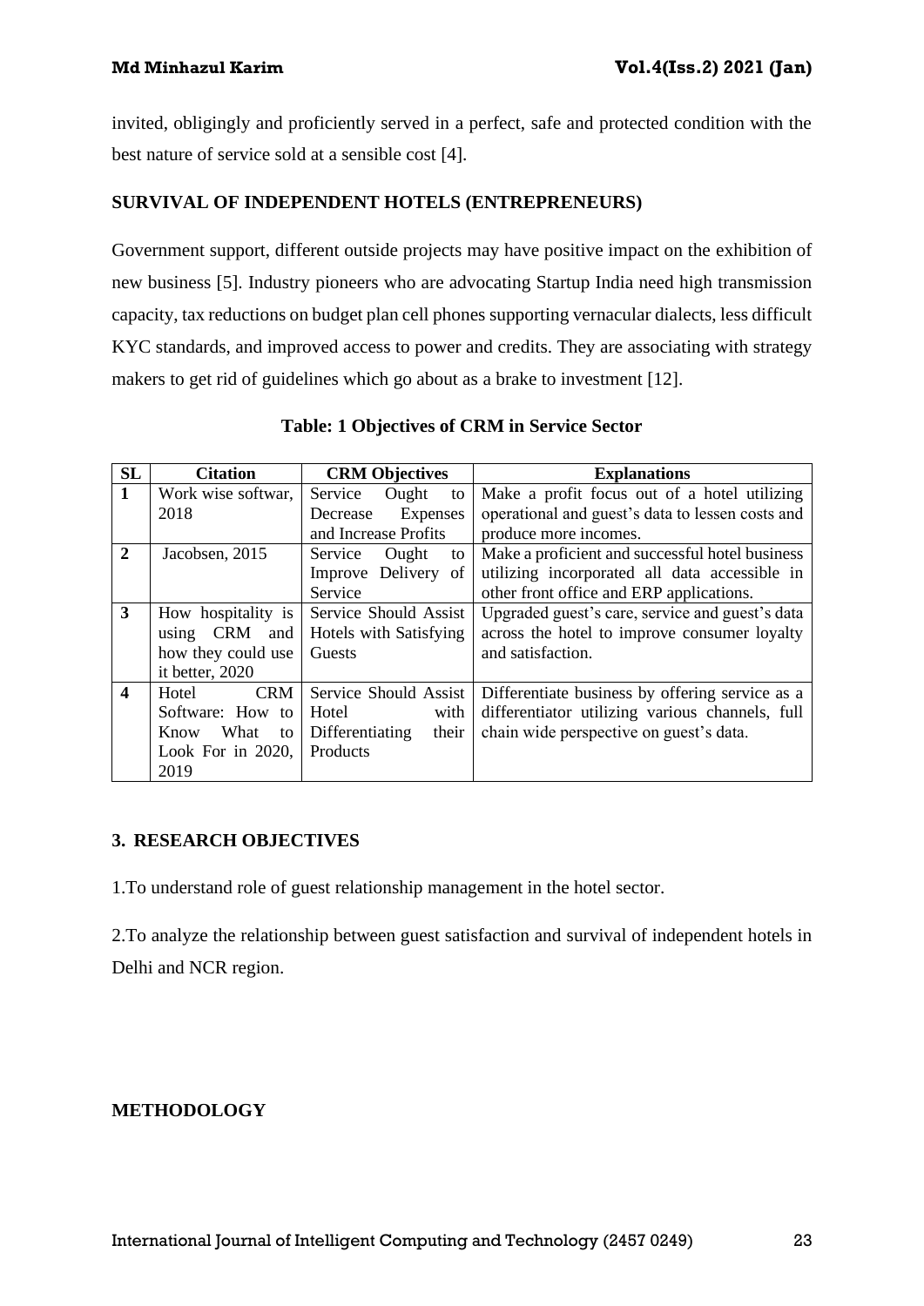invited, obligingly and proficiently served in a perfect, safe and protected condition with the best nature of service sold at a sensible cost [4].

## SURVIVAL OF INDEPENDENT HOTELS (ENTREPRENEURS)

Government support, different outside projects may have positive impact on the exhibition of new business [5]. Industry pioneers who are advocating Startup India need high transmission capacity, tax reductions on budget plan cell phones supporting vernacular dialects, less difficult KYC standards, and improved access to power and credits. They are associating with strategy makers to get rid of guidelines which go about as a brake to investment [12].

**Table: 1 Objectives of CRM in Service Sector**

| SL | Citation | CRM Objectives | Explanations |
|---|---|---|---|
| 1 | Work wise softwar, 2018 | Service Ought to Decrease Expenses and Increase Profits | Make a profit focus out of a hotel utilizing operational and guest's data to lessen costs and produce more incomes. |
| 2 | Jacobsen, 2015 | Service Ought to Improve Delivery of Service | Make a proficient and successful hotel business utilizing incorporated all data accessible in other front office and ERP applications. |
| 3 | How hospitality is using CRM and how they could use it better, 2020 | Service Should Assist Hotels with Satisfying Guests | Upgraded guest's care, service and guest's data across the hotel to improve consumer loyalty and satisfaction. |
| 4 | Hotel CRM Software: How to Know What to Look For in 2020, 2019 | Service Should Assist Hotel with Differentiating their Products | Differentiate business by offering service as a differentiator utilizing various channels, full chain wide perspective on guest's data. |

## 3. RESEARCH OBJECTIVES

1.To understand role of guest relationship management in the hotel sector.

2.To analyze the relationship between guest satisfaction and survival of independent hotels in Delhi and NCR region.

## METHODOLOGY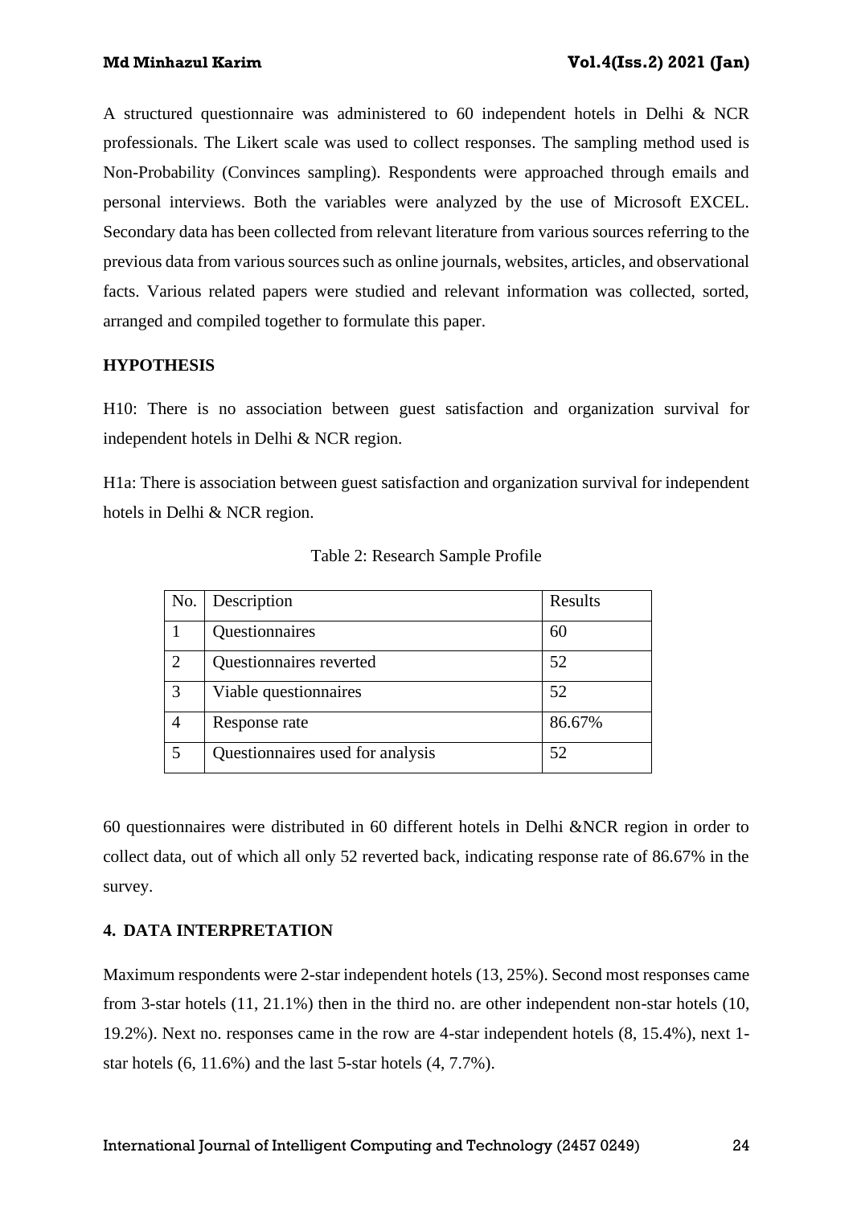A structured questionnaire was administered to 60 independent hotels in Delhi & NCR professionals. The Likert scale was used to collect responses. The sampling method used is Non-Probability (Convinces sampling). Respondents were approached through emails and personal interviews. Both the variables were analyzed by the use of Microsoft EXCEL. Secondary data has been collected from relevant literature from various sources referring to the previous data from various sources such as online journals, websites, articles, and observational facts. Various related papers were studied and relevant information was collected, sorted, arranged and compiled together to formulate this paper.

**HYPOTHESIS**

H10: There is no association between guest satisfaction and organization survival for independent hotels in Delhi & NCR region.

H1a: There is association between guest satisfaction and organization survival for independent hotels in Delhi & NCR region.

Table 2: Research Sample Profile

| No. | Description | Results |
|---|---|---|
| 1 | Questionnaires | 60 |
| 2 | Questionnaires reverted | 52 |
| 3 | Viable questionnaires | 52 |
| 4 | Response rate | 86.67% |
| 5 | Questionnaires used for analysis | 52 |

60 questionnaires were distributed in 60 different hotels in Delhi &NCR region in order to collect data, out of which all only 52 reverted back, indicating response rate of 86.67% in the survey.

## 4. DATA INTERPRETATION

Maximum respondents were 2-star independent hotels (13, 25%). Second most responses came from 3-star hotels (11, 21.1%) then in the third no. are other independent non-star hotels (10, 19.2%). Next no. responses came in the row are 4-star independent hotels (8, 15.4%), next 1-star hotels (6, 11.6%) and the last 5-star hotels (4, 7.7%).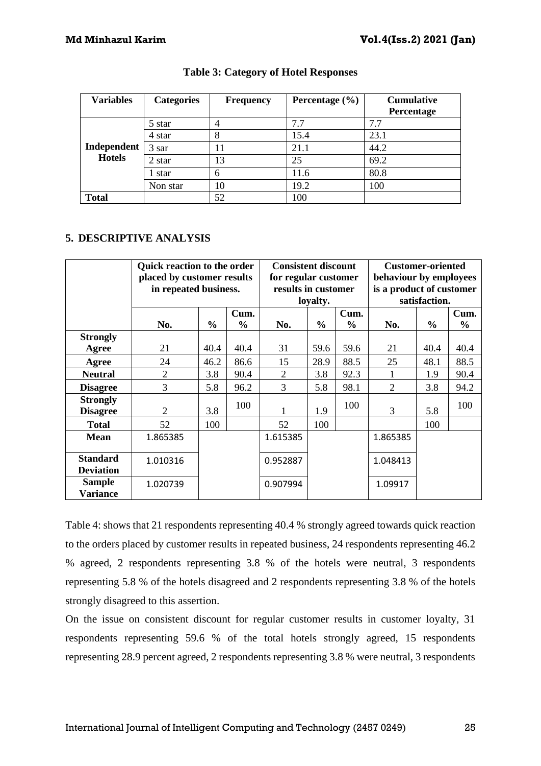**Table 3: Category of Hotel Responses**

| Variables | Categories | Frequency | Percentage (%) | Cumulative Percentage |
|---|---|---|---|---|
| Independent Hotels | 5 star | 4 | 7.7 | 7.7 |
| | 4 star | 8 | 15.4 | 23.1 |
| | 3 sar | 11 | 21.1 | 44.2 |
| | 2 star | 13 | 25 | 69.2 |
| | 1 star | 6 | 11.6 | 80.8 |
| | Non star | 10 | 19.2 | 100 |
| **Total** | | 52 | 100 | |

## 5. DESCRIPTIVE ANALYSIS

| | Quick reaction to the order placed by customer results in repeated business. | | | Consistent discount for regular customer results in customer loyalty. | | | Customer-oriented behaviour by employees is a product of customer satisfaction. | | |
|---|---|---|---|---|---|---|---|---|---|
| | No. | % | Cum. % | No. | % | Cum. % | No. | % | Cum. % |
| **Strongly Agree** | 21 | 40.4 | 40.4 | 31 | 59.6 | 59.6 | 21 | 40.4 | 40.4 |
| **Agree** | 24 | 46.2 | 86.6 | 15 | 28.9 | 88.5 | 25 | 48.1 | 88.5 |
| **Neutral** | 2 | 3.8 | 90.4 | 2 | 3.8 | 92.3 | 1 | 1.9 | 90.4 |
| **Disagree** | 3 | 5.8 | 96.2 | 3 | 5.8 | 98.1 | 2 | 3.8 | 94.2 |
| **Strongly Disagree** | 2 | 3.8 | 100 | 1 | 1.9 | 100 | 3 | 5.8 | 100 |
| **Total** | 52 | 100 | | 52 | 100 | | | 100 | |
| **Mean** | 1.865385 | | | 1.615385 | | | 1.865385 | | |
| **Standard Deviation** | 1.010316 | | | 0.952887 | | | 1.048413 | | |
| **Sample Variance** | 1.020739 | | | 0.907994 | | | 1.09917 | | |

Table 4: shows that 21 respondents representing 40.4 % strongly agreed towards quick reaction to the orders placed by customer results in repeated business, 24 respondents representing 46.2 % agreed, 2 respondents representing 3.8 % of the hotels were neutral, 3 respondents representing 5.8 % of the hotels disagreed and 2 respondents representing 3.8 % of the hotels strongly disagreed to this assertion.

On the issue on consistent discount for regular customer results in customer loyalty, 31 respondents representing 59.6 % of the total hotels strongly agreed, 15 respondents representing 28.9 percent agreed, 2 respondents representing 3.8 % were neutral, 3 respondents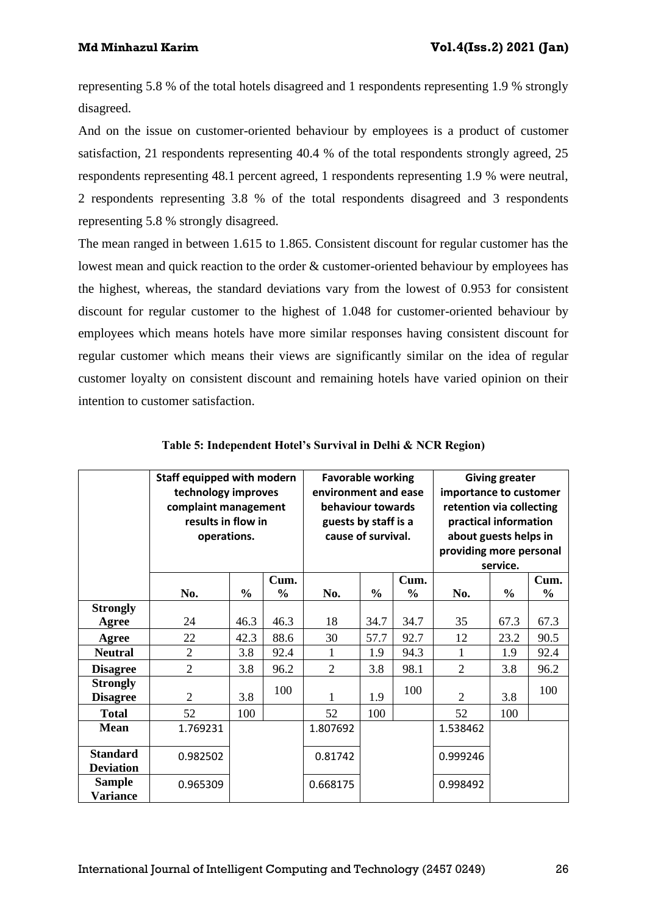representing 5.8 % of the total hotels disagreed and 1 respondents representing 1.9 % strongly disagreed.

And on the issue on customer-oriented behaviour by employees is a product of customer satisfaction, 21 respondents representing 40.4 % of the total respondents strongly agreed, 25 respondents representing 48.1 percent agreed, 1 respondents representing 1.9 % were neutral, 2 respondents representing 3.8 % of the total respondents disagreed and 3 respondents representing 5.8 % strongly disagreed.

The mean ranged in between 1.615 to 1.865. Consistent discount for regular customer has the lowest mean and quick reaction to the order & customer-oriented behaviour by employees has the highest, whereas, the standard deviations vary from the lowest of 0.953 for consistent discount for regular customer to the highest of 1.048 for customer-oriented behaviour by employees which means hotels have more similar responses having consistent discount for regular customer which means their views are significantly similar on the idea of regular customer loyalty on consistent discount and remaining hotels have varied opinion on their intention to customer satisfaction.

**Table 5: Independent Hotel's Survival in Delhi & NCR Region)**

| | Staff equipped with modern technology improves complaint management results in flow in operations. | | | Favorable working environment and ease behaviour towards guests by staff is a cause of survival. | | | Giving greater importance to customer retention via collecting practical information about guests helps in providing more personal service. | | |
|---|---|---|---|---|---|---|---|---|---|
| | **No.** | **%** | **Cum. %** | **No.** | **%** | **Cum. %** | **No.** | **%** | **Cum. %** |
| **Strongly Agree** | 24 | 46.3 | 46.3 | 18 | 34.7 | 34.7 | 35 | 67.3 | 67.3 |
| **Agree** | 22 | 42.3 | 88.6 | 30 | 57.7 | 92.7 | 12 | 23.2 | 90.5 |
| **Neutral** | 2 | 3.8 | 92.4 | 1 | 1.9 | 94.3 | 1 | 1.9 | 92.4 |
| **Disagree** | 2 | 3.8 | 96.2 | 2 | 3.8 | 98.1 | 2 | 3.8 | 96.2 |
| **Strongly Disagree** | 2 | 3.8 | 100 | 1 | 1.9 | 100 | 2 | 3.8 | 100 |
| **Total** | 52 | 100 | | 52 | 100 | | 52 | 100 | |
| **Mean** | 1.769231 | | | 1.807692 | | | 1.538462 | | |
| **Standard Deviation** | 0.982502 | | | 0.81742 | | | 0.999246 | | |
| **Sample Variance** | 0.965309 | | | 0.668175 | | | 0.998492 | | |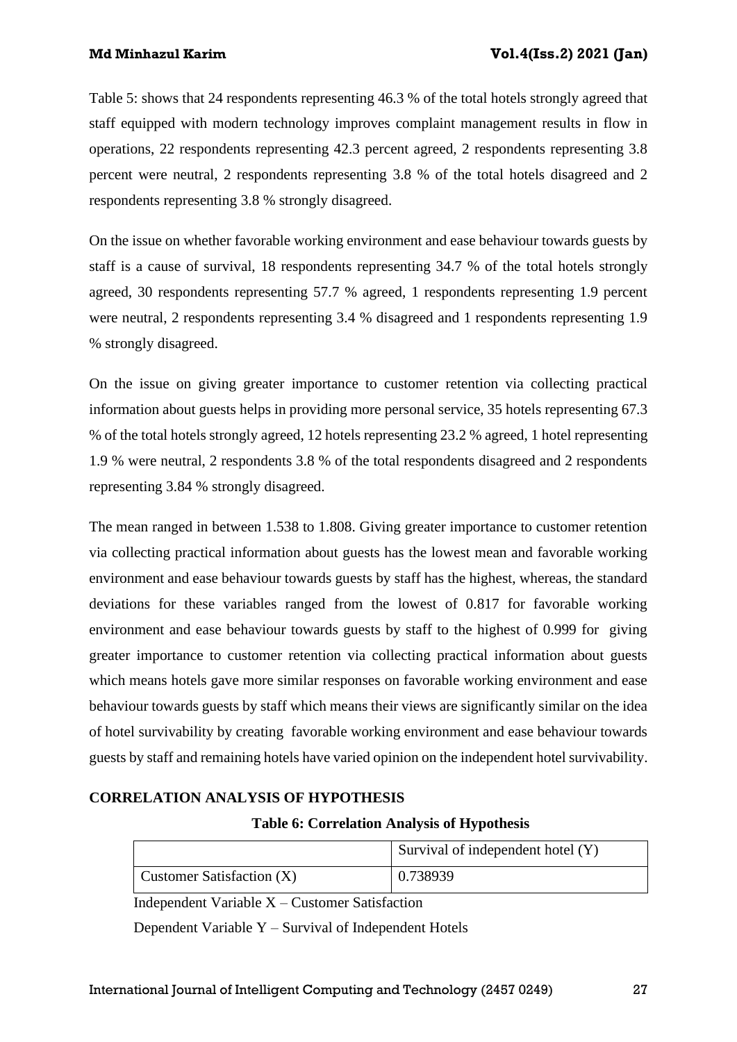Table 5: shows that 24 respondents representing 46.3 % of the total hotels strongly agreed that staff equipped with modern technology improves complaint management results in flow in operations, 22 respondents representing 42.3 percent agreed, 2 respondents representing 3.8 percent were neutral, 2 respondents representing 3.8 % of the total hotels disagreed and 2 respondents representing 3.8 % strongly disagreed.

On the issue on whether favorable working environment and ease behaviour towards guests by staff is a cause of survival, 18 respondents representing 34.7 % of the total hotels strongly agreed, 30 respondents representing 57.7 % agreed, 1 respondents representing 1.9 percent were neutral, 2 respondents representing 3.4 % disagreed and 1 respondents representing 1.9 % strongly disagreed.

On the issue on giving greater importance to customer retention via collecting practical information about guests helps in providing more personal service, 35 hotels representing 67.3 % of the total hotels strongly agreed, 12 hotels representing 23.2 % agreed, 1 hotel representing 1.9 % were neutral, 2 respondents 3.8 % of the total respondents disagreed and 2 respondents representing 3.84 % strongly disagreed.

The mean ranged in between 1.538 to 1.808. Giving greater importance to customer retention via collecting practical information about guests has the lowest mean and favorable working environment and ease behaviour towards guests by staff has the highest, whereas, the standard deviations for these variables ranged from the lowest of 0.817 for favorable working environment and ease behaviour towards guests by staff to the highest of 0.999 for giving greater importance to customer retention via collecting practical information about guests which means hotels gave more similar responses on favorable working environment and ease behaviour towards guests by staff which means their views are significantly similar on the idea of hotel survivability by creating favorable working environment and ease behaviour towards guests by staff and remaining hotels have varied opinion on the independent hotel survivability.

## CORRELATION ANALYSIS OF HYPOTHESIS

**Table 6: Correlation Analysis of Hypothesis**

| | Survival of independent hotel (Y) |
|---|---|
| Customer Satisfaction (X) | 0.738939 |

Independent Variable X – Customer Satisfaction

Dependent Variable Y – Survival of Independent Hotels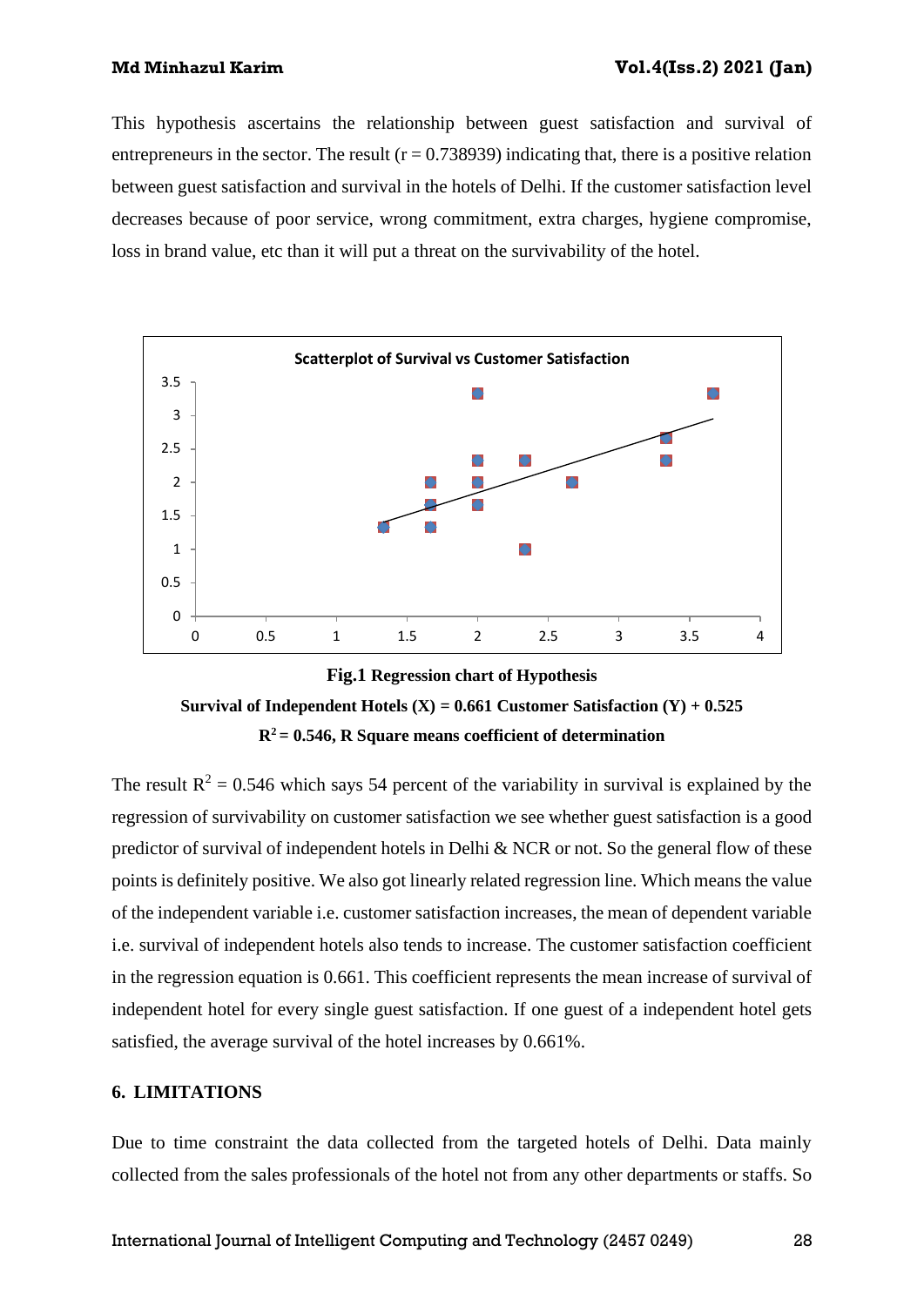This hypothesis ascertains the relationship between guest satisfaction and survival of entrepreneurs in the sector. The result (r = 0.738939) indicating that, there is a positive relation between guest satisfaction and survival in the hotels of Delhi. If the customer satisfaction level decreases because of poor service, wrong commitment, extra charges, hygiene compromise, loss in brand value, etc than it will put a threat on the survivability of the hotel.

**Fig.1 Regression chart of Hypothesis**

**Survival of Independent Hotels (X) = 0.661 Customer Satisfaction (Y) + 0.525**

**$R^2$ = 0.546, R Square means coefficient of determination**

The result $R^2$ = 0.546 which says 54 percent of the variability in survival is explained by the regression of survivability on customer satisfaction we see whether guest satisfaction is a good predictor of survival of independent hotels in Delhi & NCR or not. So the general flow of these points is definitely positive. We also got linearly related regression line. Which means the value of the independent variable i.e. customer satisfaction increases, the mean of dependent variable i.e. survival of independent hotels also tends to increase. The customer satisfaction coefficient in the regression equation is 0.661. This coefficient represents the mean increase of survival of independent hotel for every single guest satisfaction. If one guest of a independent hotel gets satisfied, the average survival of the hotel increases by 0.661%.

## 6. LIMITATIONS

Due to time constraint the data collected from the targeted hotels of Delhi. Data mainly collected from the sales professionals of the hotel not from any other departments or staffs. So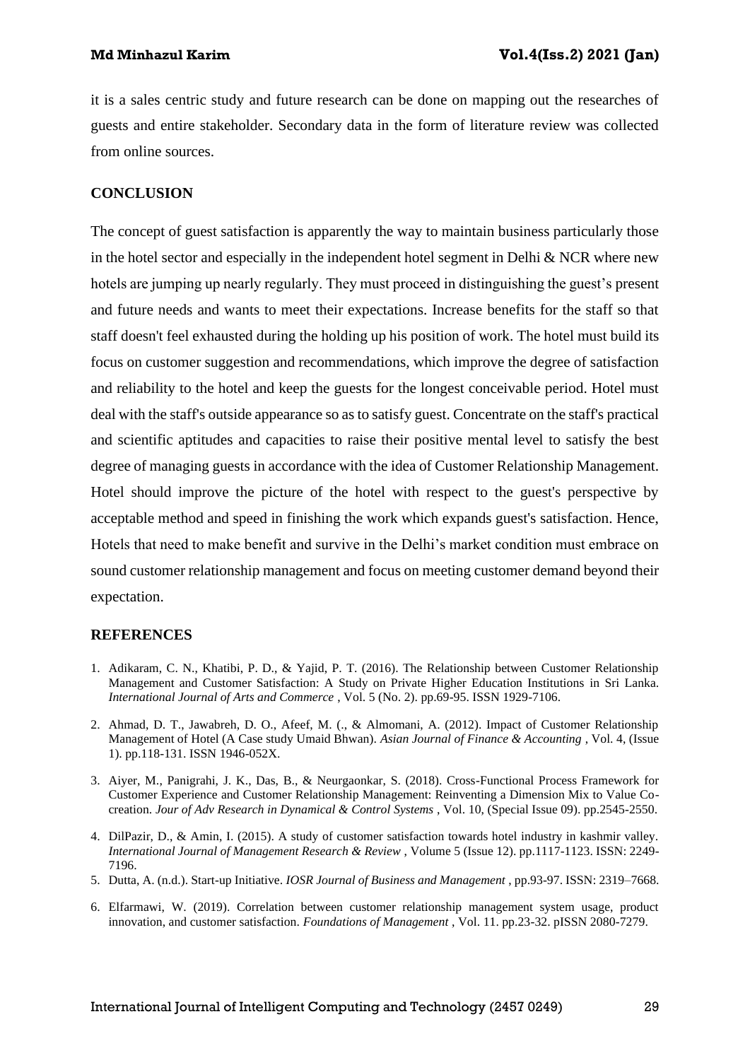it is a sales centric study and future research can be done on mapping out the researches of guests and entire stakeholder. Secondary data in the form of literature review was collected from online sources.

## CONCLUSION

The concept of guest satisfaction is apparently the way to maintain business particularly those in the hotel sector and especially in the independent hotel segment in Delhi & NCR where new hotels are jumping up nearly regularly. They must proceed in distinguishing the guest's present and future needs and wants to meet their expectations. Increase benefits for the staff so that staff doesn't feel exhausted during the holding up his position of work. The hotel must build its focus on customer suggestion and recommendations, which improve the degree of satisfaction and reliability to the hotel and keep the guests for the longest conceivable period. Hotel must deal with the staff's outside appearance so as to satisfy guest. Concentrate on the staff's practical and scientific aptitudes and capacities to raise their positive mental level to satisfy the best degree of managing guests in accordance with the idea of Customer Relationship Management. Hotel should improve the picture of the hotel with respect to the guest's perspective by acceptable method and speed in finishing the work which expands guest's satisfaction. Hence, Hotels that need to make benefit and survive in the Delhi's market condition must embrace on sound customer relationship management and focus on meeting customer demand beyond their expectation.

## REFERENCES

1. Adikaram, C. N., Khatibi, P. D., & Yajid, P. T. (2016). The Relationship between Customer Relationship Management and Customer Satisfaction: A Study on Private Higher Education Institutions in Sri Lanka. *International Journal of Arts and Commerce* , Vol. 5 (No. 2). pp.69-95. ISSN 1929-7106.
2. Ahmad, D. T., Jawabreh, D. O., Afeef, M. (., & Almomani, A. (2012). Impact of Customer Relationship Management of Hotel (A Case study Umaid Bhwan). *Asian Journal of Finance & Accounting* , Vol. 4, (Issue 1). pp.118-131. ISSN 1946-052X.
3. Aiyer, M., Panigrahi, J. K., Das, B., & Neurgaonkar, S. (2018). Cross-Functional Process Framework for Customer Experience and Customer Relationship Management: Reinventing a Dimension Mix to Value Co-creation. *Jour of Adv Research in Dynamical & Control Systems* , Vol. 10, (Special Issue 09). pp.2545-2550.
4. DilPazir, D., & Amin, I. (2015). A study of customer satisfaction towards hotel industry in kashmir valley. *International Journal of Management Research & Review* , Volume 5 (Issue 12). pp.1117-1123. ISSN: 2249-7196.
5. Dutta, A. (n.d.). Start-up Initiative. *IOSR Journal of Business and Management* , pp.93-97. ISSN: 2319–7668.
6. Elfarmawi, W. (2019). Correlation between customer relationship management system usage, product innovation, and customer satisfaction. *Foundations of Management* , Vol. 11. pp.23-32. pISSN 2080-7279.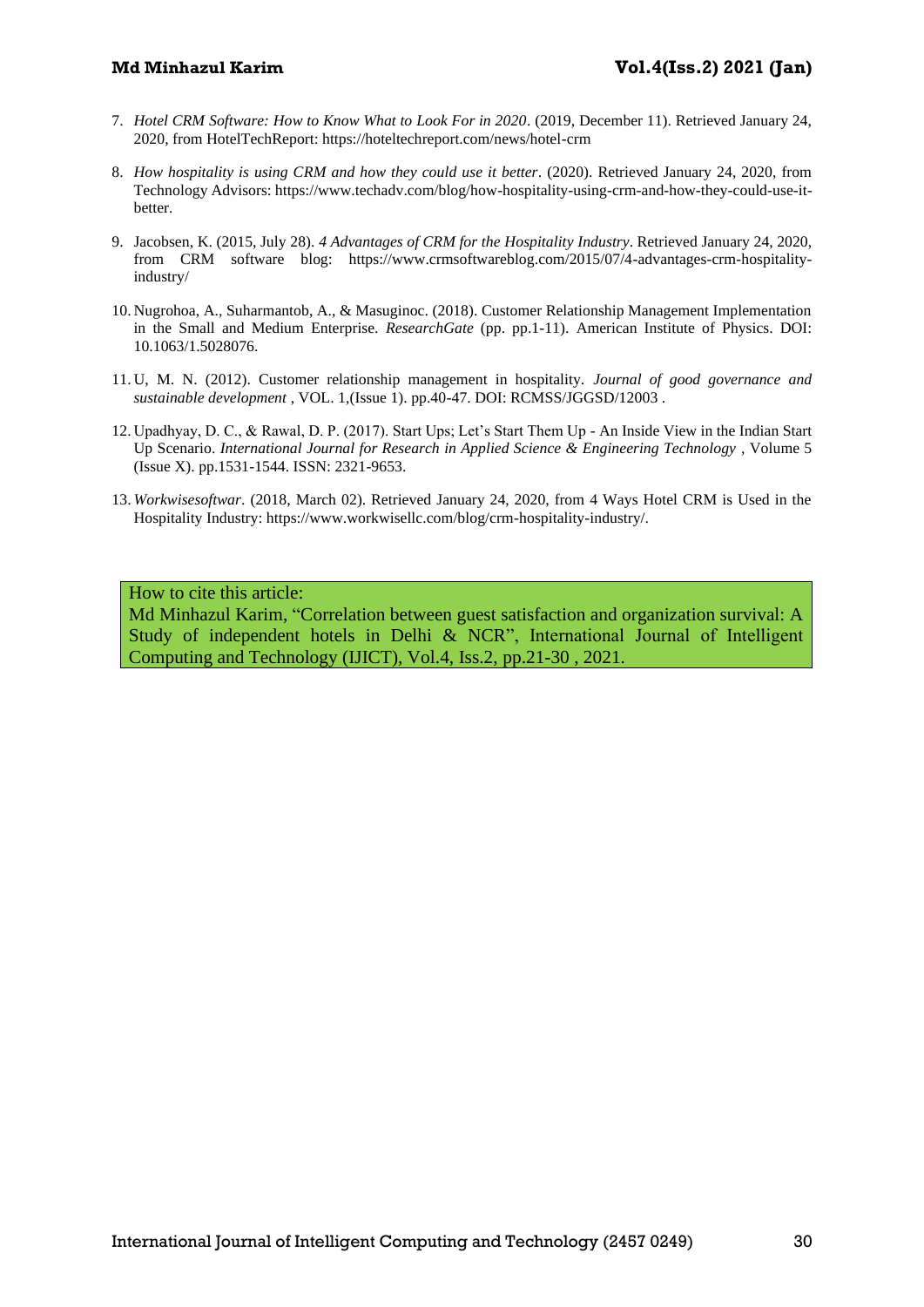7. *Hotel CRM Software: How to Know What to Look For in 2020*. (2019, December 11). Retrieved January 24, 2020, from HotelTechReport: https://hoteltechreport.com/news/hotel-crm

8. *How hospitality is using CRM and how they could use it better*. (2020). Retrieved January 24, 2020, from Technology Advisors: https://www.techadv.com/blog/how-hospitality-using-crm-and-how-they-could-use-it-better.

9. Jacobsen, K. (2015, July 28). *4 Advantages of CRM for the Hospitality Industry*. Retrieved January 24, 2020, from CRM software blog: https://www.crmsoftwareblog.com/2015/07/4-advantages-crm-hospitality-industry/

10. Nugrohoa, A., Suharmantob, A., & Masuginoc. (2018). Customer Relationship Management Implementation in the Small and Medium Enterprise. *ResearchGate* (pp. pp.1-11). American Institute of Physics. DOI: 10.1063/1.5028076.

11. U, M. N. (2012). Customer relationship management in hospitality. *Journal of good governance and sustainable development* , VOL. 1,(Issue 1). pp.40-47. DOI: RCMSS/JGGSD/12003 .

12. Upadhyay, D. C., & Rawal, D. P. (2017). Start Ups; Let's Start Them Up - An Inside View in the Indian Start Up Scenario. *International Journal for Research in Applied Science & Engineering Technology* , Volume 5 (Issue X). pp.1531-1544. ISSN: 2321-9653.

13. *Workwisesoftwar*. (2018, March 02). Retrieved January 24, 2020, from 4 Ways Hotel CRM is Used in the Hospitality Industry: https://www.workwisellc.com/blog/crm-hospitality-industry/.

How to cite this article:
Md Minhazul Karim, "Correlation between guest satisfaction and organization survival: A Study of independent hotels in Delhi & NCR", International Journal of Intelligent Computing and Technology (IJICT), Vol.4, Iss.2, pp.21-30 , 2021.